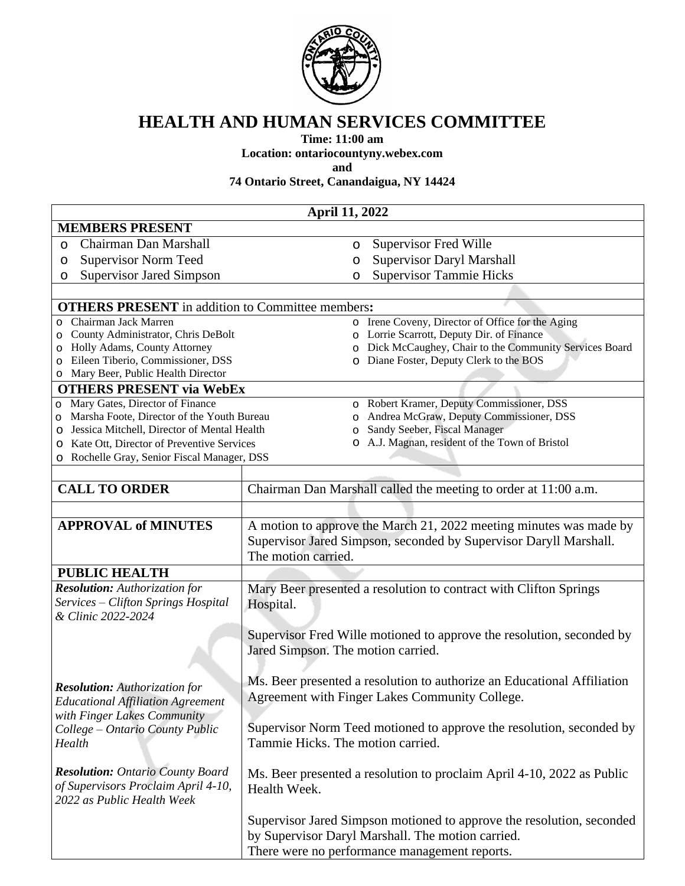# HEALTH AND HUMAN SERVICES COMMITTEE

**Time: 11:00 am**
**Location: ontariocountyny.webex.com**
**and**
**74 Ontario Street, Canandaigua, NY 14424**

**April 11, 2022**

**MEMBERS PRESENT**

- Chairman Dan Marshall
- Supervisor Norm Teed
- Supervisor Jared Simpson
- Supervisor Fred Wille
- Supervisor Daryl Marshall
- Supervisor Tammie Hicks

**OTHERS PRESENT** in addition to Committee members**:**

- Chairman Jack Marren
- County Administrator, Chris DeBolt
- Holly Adams, County Attorney
- Eileen Tiberio, Commissioner, DSS
- Mary Beer, Public Health Director
- Irene Coveny, Director of Office for the Aging
- Lorrie Scarrott, Deputy Dir. of Finance
- Dick McCaughey, Chair to the Community Services Board
- Diane Foster, Deputy Clerk to the BOS

**OTHERS PRESENT via WebEx**

- Mary Gates, Director of Finance
- Marsha Foote, Director of the Youth Bureau
- Jessica Mitchell, Director of Mental Health
- Kate Ott, Director of Preventive Services
- Rochelle Gray, Senior Fiscal Manager, DSS
- Robert Kramer, Deputy Commissioner, DSS
- Andrea McGraw, Deputy Commissioner, DSS
- Sandy Seeber, Fiscal Manager
- A.J. Magnan, resident of the Town of Bristol

| | |
|---|---|
| **CALL TO ORDER** | Chairman Dan Marshall called the meeting to order at 11:00 a.m. |
| **APPROVAL of MINUTES** | A motion to approve the March 21, 2022 meeting minutes was made by Supervisor Jared Simpson, seconded by Supervisor Daryll Marshall. The motion carried. |
| **PUBLIC HEALTH** | |
| ***Resolution:*** *Authorization for Services – Clifton Springs Hospital & Clinic 2022-2024* | Mary Beer presented a resolution to contract with Clifton Springs Hospital.<br><br>Supervisor Fred Wille motioned to approve the resolution, seconded by Jared Simpson. The motion carried. |
| ***Resolution:*** *Authorization for Educational Affiliation Agreement with Finger Lakes Community College – Ontario County Public Health* | Ms. Beer presented a resolution to authorize an Educational Affiliation Agreement with Finger Lakes Community College.<br><br>Supervisor Norm Teed motioned to approve the resolution, seconded by Tammie Hicks. The motion carried. |
| ***Resolution:*** *Ontario County Board of Supervisors Proclaim April 4-10, 2022 as Public Health Week* | Ms. Beer presented a resolution to proclaim April 4-10, 2022 as Public Health Week.<br><br>Supervisor Jared Simpson motioned to approve the resolution, seconded by Supervisor Daryl Marshall. The motion carried.<br>There were no performance management reports. |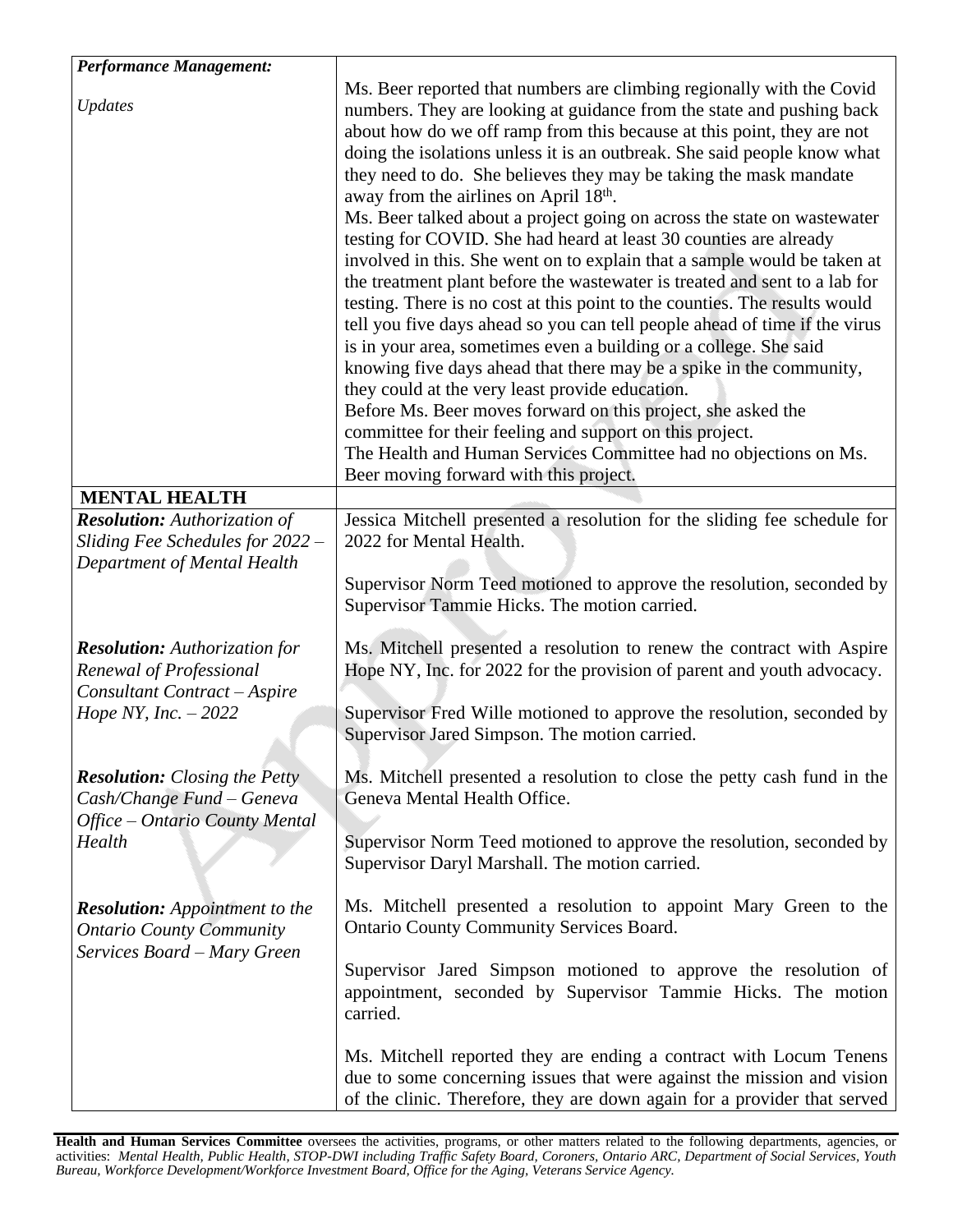| ***Performance Management:*** | |
|---|---|
| *Updates* | Ms. Beer reported that numbers are climbing regionally with the Covid numbers. They are looking at guidance from the state and pushing back about how do we off ramp from this because at this point, they are not doing the isolations unless it is an outbreak. She said people know what they need to do. She believes they may be taking the mask mandate away from the airlines on April 18th.<br>Ms. Beer talked about a project going on across the state on wastewater testing for COVID. She had heard at least 30 counties are already involved in this. She went on to explain that a sample would be taken at the treatment plant before the wastewater is treated and sent to a lab for testing. There is no cost at this point to the counties. The results would tell you five days ahead so you can tell people ahead of time if the virus is in your area, sometimes even a building or a college. She said knowing five days ahead that there may be a spike in the community, they could at the very least provide education.<br>Before Ms. Beer moves forward on this project, she asked the committee for their feeling and support on this project.<br>The Health and Human Services Committee had no objections on Ms. Beer moving forward with this project. |
| **MENTAL HEALTH** | |
| ***Resolution:*** *Authorization of Sliding Fee Schedules for 2022 – Department of Mental Health* | Jessica Mitchell presented a resolution for the sliding fee schedule for 2022 for Mental Health.<br><br>Supervisor Norm Teed motioned to approve the resolution, seconded by Supervisor Tammie Hicks. The motion carried. |
| ***Resolution:*** *Authorization for Renewal of Professional Consultant Contract – Aspire Hope NY, Inc. – 2022* | Ms. Mitchell presented a resolution to renew the contract with Aspire Hope NY, Inc. for 2022 for the provision of parent and youth advocacy.<br><br>Supervisor Fred Wille motioned to approve the resolution, seconded by Supervisor Jared Simpson. The motion carried. |
| ***Resolution:*** *Closing the Petty Cash/Change Fund – Geneva Office – Ontario County Mental Health* | Ms. Mitchell presented a resolution to close the petty cash fund in the Geneva Mental Health Office.<br><br>Supervisor Norm Teed motioned to approve the resolution, seconded by Supervisor Daryl Marshall. The motion carried. |
| ***Resolution:*** *Appointment to the Ontario County Community Services Board – Mary Green* | Ms. Mitchell presented a resolution to appoint Mary Green to the Ontario County Community Services Board.<br><br>Supervisor Jared Simpson motioned to approve the resolution of appointment, seconded by Supervisor Tammie Hicks. The motion carried. |
| | Ms. Mitchell reported they are ending a contract with Locum Tenens due to some concerning issues that were against the mission and vision of the clinic. Therefore, they are down again for a provider that served |

**Health and Human Services Committee** oversees the activities, programs, or other matters related to the following departments, agencies, or activities: *Mental Health, Public Health, STOP-DWI including Traffic Safety Board, Coroners, Ontario ARC, Department of Social Services, Youth Bureau, Workforce Development/Workforce Investment Board, Office for the Aging, Veterans Service Agency.*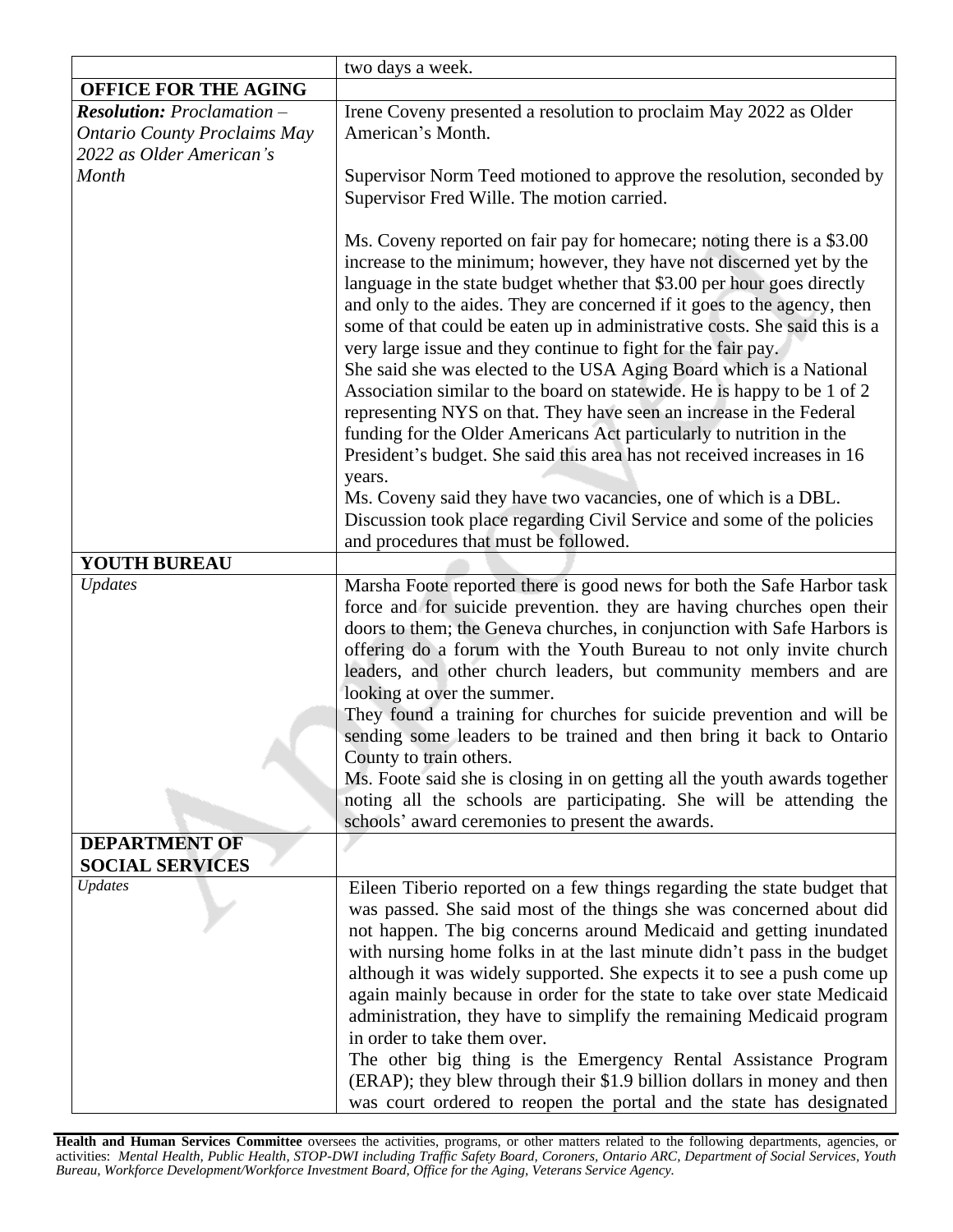| | |
|---|---|
| | two days a week. |
| **OFFICE FOR THE AGING** | |
| ***Resolution:*** *Proclamation – Ontario County Proclaims May 2022 as Older American's Month* | Irene Coveny presented a resolution to proclaim May 2022 as Older American's Month.<br><br>Supervisor Norm Teed motioned to approve the resolution, seconded by Supervisor Fred Wille. The motion carried.<br><br>Ms. Coveny reported on fair pay for homecare; noting there is a $3.00 increase to the minimum; however, they have not discerned yet by the language in the state budget whether that $3.00 per hour goes directly and only to the aides. They are concerned if it goes to the agency, then some of that could be eaten up in administrative costs. She said this is a very large issue and they continue to fight for the fair pay.<br>She said she was elected to the USA Aging Board which is a National Association similar to the board on statewide. He is happy to be 1 of 2 representing NYS on that. They have seen an increase in the Federal funding for the Older Americans Act particularly to nutrition in the President's budget. She said this area has not received increases in 16 years.<br>Ms. Coveny said they have two vacancies, one of which is a DBL. Discussion took place regarding Civil Service and some of the policies and procedures that must be followed. |
| **YOUTH BUREAU** | |
| *Updates* | Marsha Foote reported there is good news for both the Safe Harbor task force and for suicide prevention. they are having churches open their doors to them; the Geneva churches, in conjunction with Safe Harbors is offering do a forum with the Youth Bureau to not only invite church leaders, and other church leaders, but community members and are looking at over the summer.<br>They found a training for churches for suicide prevention and will be sending some leaders to be trained and then bring it back to Ontario County to train others.<br>Ms. Foote said she is closing in on getting all the youth awards together noting all the schools are participating. She will be attending the schools' award ceremonies to present the awards. |
| **DEPARTMENT OF SOCIAL SERVICES** | |
| *Updates* | Eileen Tiberio reported on a few things regarding the state budget that was passed. She said most of the things she was concerned about did not happen. The big concerns around Medicaid and getting inundated with nursing home folks in at the last minute didn't pass in the budget although it was widely supported. She expects it to see a push come up again mainly because in order for the state to take over state Medicaid administration, they have to simplify the remaining Medicaid program in order to take them over.<br>The other big thing is the Emergency Rental Assistance Program (ERAP); they blew through their $1.9 billion dollars in money and then was court ordered to reopen the portal and the state has designated |

**Health and Human Services Committee** oversees the activities, programs, or other matters related to the following departments, agencies, or activities: *Mental Health, Public Health, STOP-DWI including Traffic Safety Board, Coroners, Ontario ARC, Department of Social Services, Youth Bureau, Workforce Development/Workforce Investment Board, Office for the Aging, Veterans Service Agency.*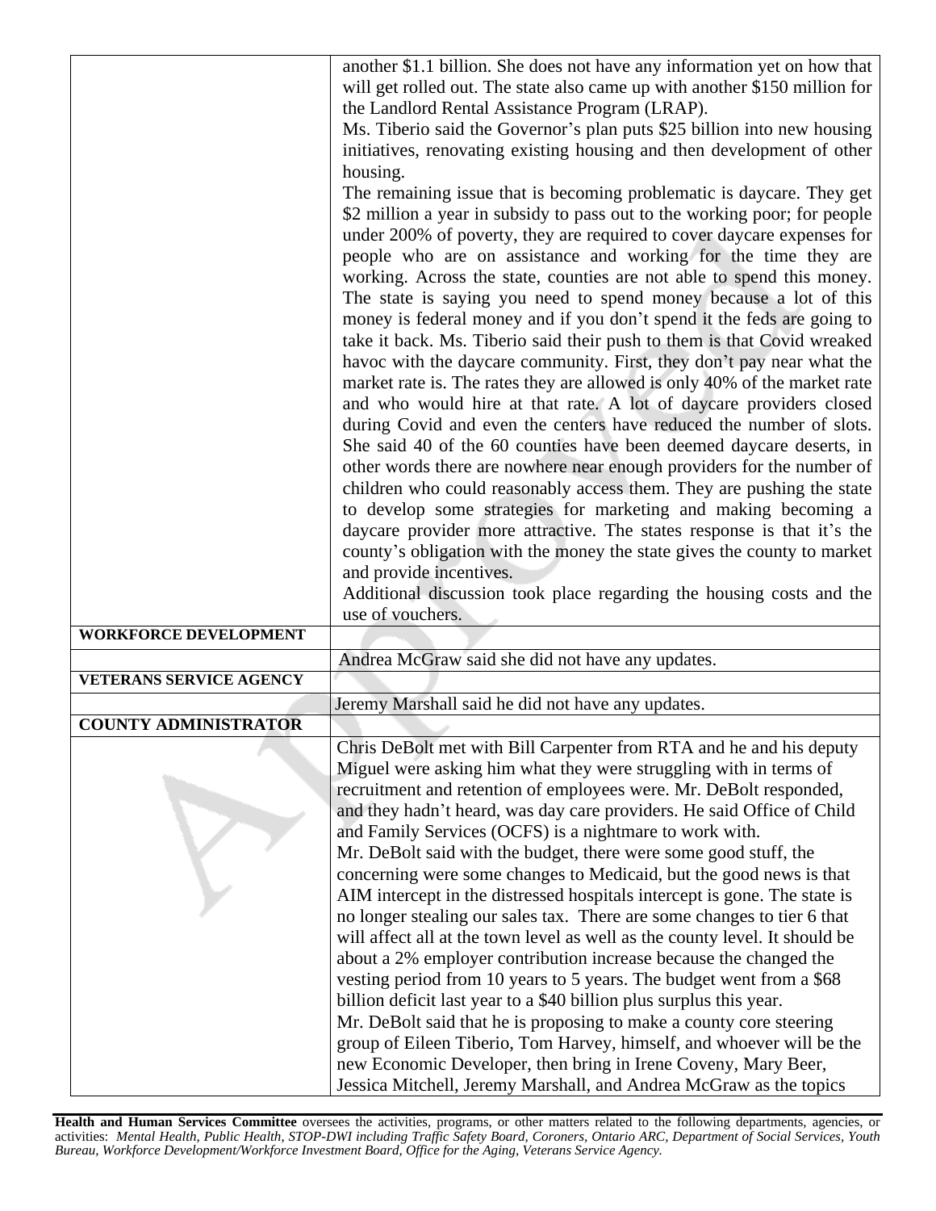| | |
|---|---|
| | another $1.1 billion. She does not have any information yet on how that will get rolled out. The state also came up with another $150 million for the Landlord Rental Assistance Program (LRAP).<br>Ms. Tiberio said the Governor's plan puts $25 billion into new housing initiatives, renovating existing housing and then development of other housing.<br>The remaining issue that is becoming problematic is daycare. They get $2 million a year in subsidy to pass out to the working poor; for people under 200% of poverty, they are required to cover daycare expenses for people who are on assistance and working for the time they are working. Across the state, counties are not able to spend this money. The state is saying you need to spend money because a lot of this money is federal money and if you don't spend it the feds are going to take it back. Ms. Tiberio said their push to them is that Covid wreaked havoc with the daycare community. First, they don't pay near what the market rate is. The rates they are allowed is only 40% of the market rate and who would hire at that rate. A lot of daycare providers closed during Covid and even the centers have reduced the number of slots. She said 40 of the 60 counties have been deemed daycare deserts, in other words there are nowhere near enough providers for the number of children who could reasonably access them. They are pushing the state to develop some strategies for marketing and making becoming a daycare provider more attractive. The states response is that it's the county's obligation with the money the state gives the county to market and provide incentives.<br>Additional discussion took place regarding the housing costs and the use of vouchers. |
| **WORKFORCE DEVELOPMENT** | |
| | Andrea McGraw said she did not have any updates. |
| **VETERANS SERVICE AGENCY** | |
| | Jeremy Marshall said he did not have any updates. |
| **COUNTY ADMINISTRATOR** | |
| | Chris DeBolt met with Bill Carpenter from RTA and he and his deputy Miguel were asking him what they were struggling with in terms of recruitment and retention of employees were. Mr. DeBolt responded, and they hadn't heard, was day care providers. He said Office of Child and Family Services (OCFS) is a nightmare to work with.<br>Mr. DeBolt said with the budget, there were some good stuff, the concerning were some changes to Medicaid, but the good news is that AIM intercept in the distressed hospitals intercept is gone. The state is no longer stealing our sales tax. There are some changes to tier 6 that will affect all at the town level as well as the county level. It should be about a 2% employer contribution increase because the changed the vesting period from 10 years to 5 years. The budget went from a $68 billion deficit last year to a $40 billion plus surplus this year.<br>Mr. DeBolt said that he is proposing to make a county core steering group of Eileen Tiberio, Tom Harvey, himself, and whoever will be the new Economic Developer, then bring in Irene Coveny, Mary Beer, Jessica Mitchell, Jeremy Marshall, and Andrea McGraw as the topics |

**Health and Human Services Committee** oversees the activities, programs, or other matters related to the following departments, agencies, or activities: *Mental Health, Public Health, STOP-DWI including Traffic Safety Board, Coroners, Ontario ARC, Department of Social Services, Youth Bureau, Workforce Development/Workforce Investment Board, Office for the Aging, Veterans Service Agency.*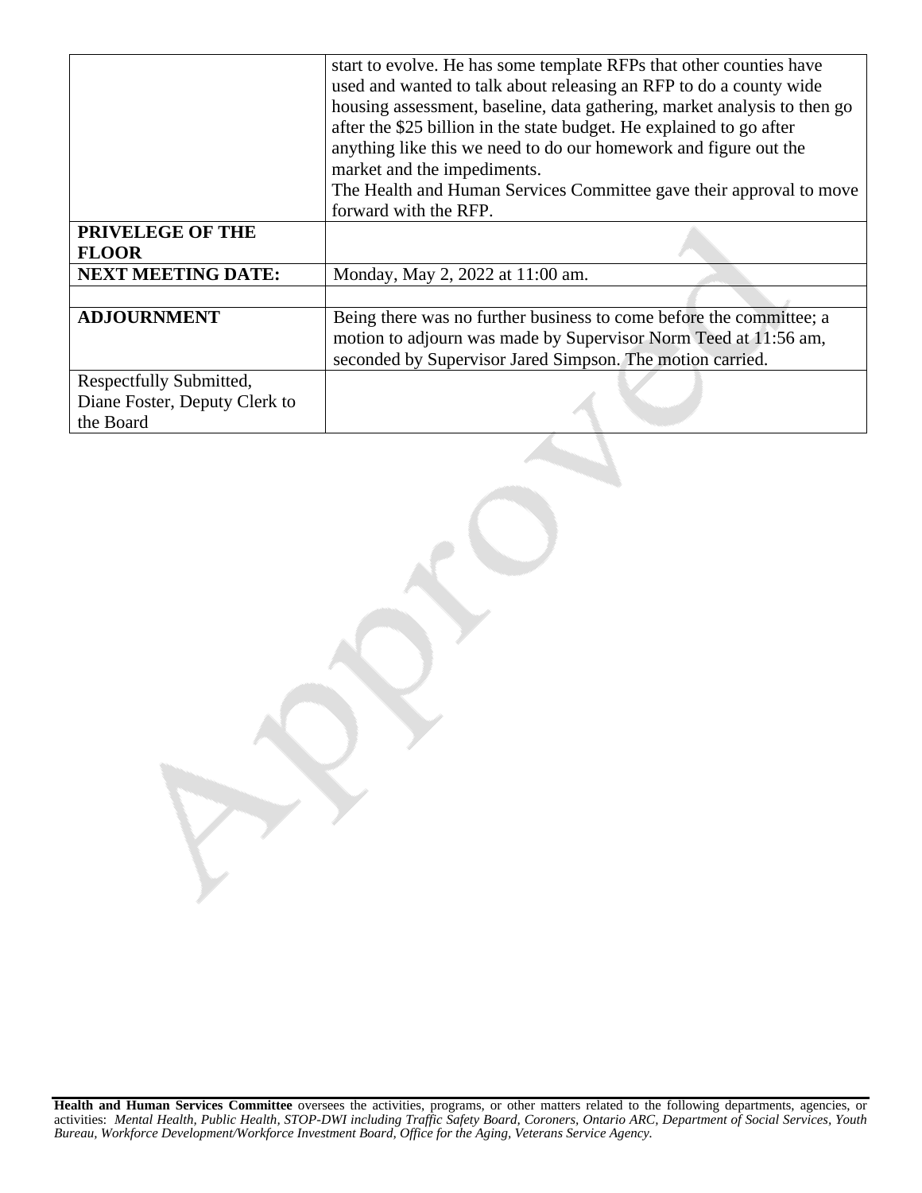| | |
|---|---|
| | start to evolve. He has some template RFPs that other counties have used and wanted to talk about releasing an RFP to do a county wide housing assessment, baseline, data gathering, market analysis to then go after the $25 billion in the state budget. He explained to go after anything like this we need to do our homework and figure out the market and the impediments.<br>The Health and Human Services Committee gave their approval to move forward with the RFP. |
| **PRIVELEGE OF THE FLOOR** | |
| **NEXT MEETING DATE:** | Monday, May 2, 2022 at 11:00 am. |
| | |
| **ADJOURNMENT** | Being there was no further business to come before the committee; a motion to adjourn was made by Supervisor Norm Teed at 11:56 am, seconded by Supervisor Jared Simpson. The motion carried. |
| Respectfully Submitted,<br>Diane Foster, Deputy Clerk to the Board | |

**Health and Human Services Committee** oversees the activities, programs, or other matters related to the following departments, agencies, or activities: *Mental Health, Public Health, STOP-DWI including Traffic Safety Board, Coroners, Ontario ARC, Department of Social Services, Youth Bureau, Workforce Development/Workforce Investment Board, Office for the Aging, Veterans Service Agency.*